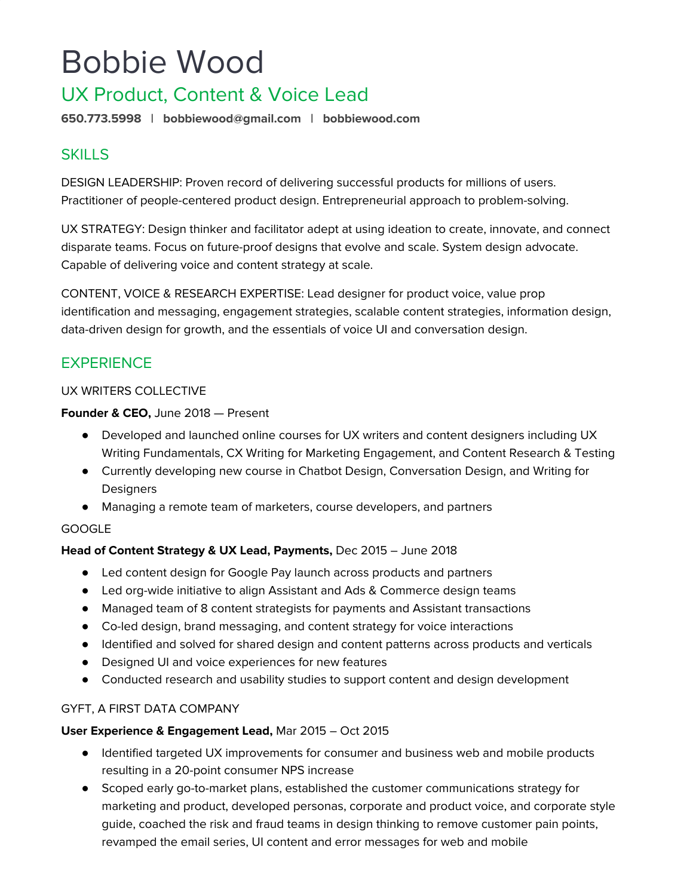# Bobbie Wood

## UX Product, Content & Voice Lead

**650.773.5998** | **bobbiewood@gmail.com** | **bobbiewood.com**

## SKILLS

DESIGN LEADERSHIP: Proven record of delivering successful products for millions of users. Practitioner of people-centered product design. Entrepreneurial approach to problem-solving.

UX STRATEGY: Design thinker and facilitator adept at using ideation to create, innovate, and connect disparate teams. Focus on future-proof designs that evolve and scale. System design advocate. Capable of delivering voice and content strategy at scale.

CONTENT, VOICE & RESEARCH EXPERTISE: Lead designer for product voice, value prop identification and messaging, engagement strategies, scalable content strategies, information design, data-driven design for growth, and the essentials of voice UI and conversation design.

## EXPERIENCE

UX WRITERS COLLECTIVE

**Founder & CEO,** June 2018 — Present

- Developed and launched online courses for UX writers and content designers including UX Writing Fundamentals, CX Writing for Marketing Engagement, and Content Research & Testing
- Currently developing new course in Chatbot Design, Conversation Design, and Writing for Designers
- Managing a remote team of marketers, course developers, and partners

GOOGLE

**Head of Content Strategy & UX Lead, Payments,** Dec 2015 – June 2018

- Led content design for Google Pay launch across products and partners
- Led org-wide initiative to align Assistant and Ads & Commerce design teams
- Managed team of 8 content strategists for payments and Assistant transactions
- Co-led design, brand messaging, and content strategy for voice interactions
- Identified and solved for shared design and content patterns across products and verticals
- Designed UI and voice experiences for new features
- Conducted research and usability studies to support content and design development

GYFT, A FIRST DATA COMPANY

**User Experience & Engagement Lead,** Mar 2015 – Oct 2015

- Identified targeted UX improvements for consumer and business web and mobile products resulting in a 20-point consumer NPS increase
- Scoped early go-to-market plans, established the customer communications strategy for marketing and product, developed personas, corporate and product voice, and corporate style guide, coached the risk and fraud teams in design thinking to remove customer pain points, revamped the email series, UI content and error messages for web and mobile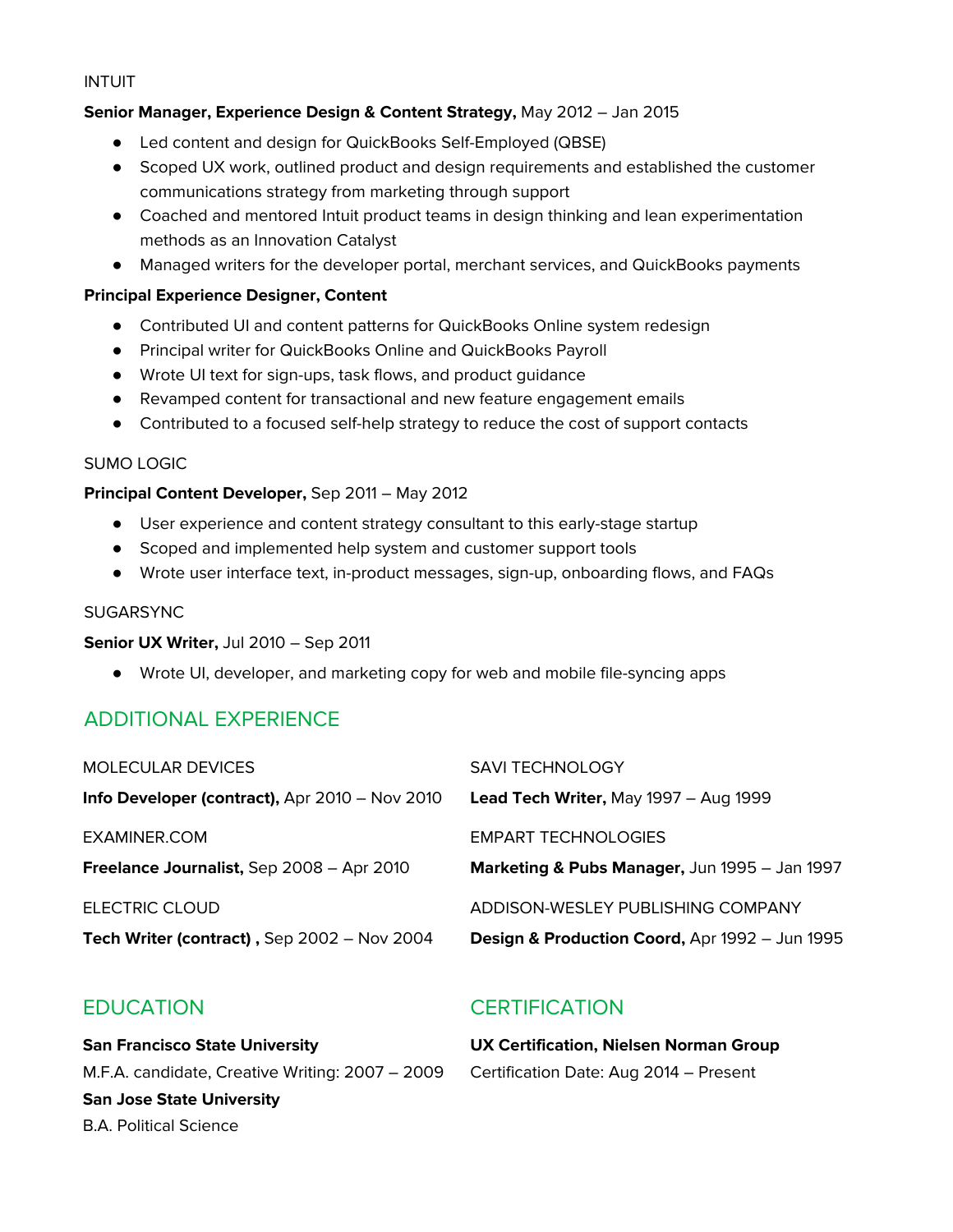INTUIT

**Senior Manager, Experience Design & Content Strategy,** May 2012 – Jan 2015

- Led content and design for QuickBooks Self-Employed (QBSE)
- Scoped UX work, outlined product and design requirements and established the customer communications strategy from marketing through support
- Coached and mentored Intuit product teams in design thinking and lean experimentation methods as an Innovation Catalyst
- Managed writers for the developer portal, merchant services, and QuickBooks payments

**Principal Experience Designer, Content**

- Contributed UI and content patterns for QuickBooks Online system redesign
- Principal writer for QuickBooks Online and QuickBooks Payroll
- Wrote UI text for sign-ups, task flows, and product guidance
- Revamped content for transactional and new feature engagement emails
- Contributed to a focused self-help strategy to reduce the cost of support contacts

SUMO LOGIC

**Principal Content Developer,** Sep 2011 – May 2012

- User experience and content strategy consultant to this early-stage startup
- Scoped and implemented help system and customer support tools
- Wrote user interface text, in-product messages, sign-up, onboarding flows, and FAQs

SUGARSYNC

**Senior UX Writer,** Jul 2010 – Sep 2011

- Wrote UI, developer, and marketing copy for web and mobile file-syncing apps

## ADDITIONAL EXPERIENCE

MOLECULAR DEVICES

**Info Developer (contract),** Apr 2010 – Nov 2010

EXAMINER.COM

**Freelance Journalist,** Sep 2008 – Apr 2010

ELECTRIC CLOUD

**Tech Writer (contract) ,** Sep 2002 – Nov 2004

SAVI TECHNOLOGY

**Lead Tech Writer,** May 1997 – Aug 1999

EMPART TECHNOLOGIES

**Marketing & Pubs Manager,** Jun 1995 – Jan 1997

ADDISON-WESLEY PUBLISHING COMPANY

**Design & Production Coord,** Apr 1992 – Jun 1995

## EDUCATION

**San Francisco State University**
M.F.A. candidate, Creative Writing: 2007 – 2009

**San Jose State University**
B.A. Political Science

## CERTIFICATION

**UX Certification, Nielsen Norman Group**
Certification Date: Aug 2014 – Present